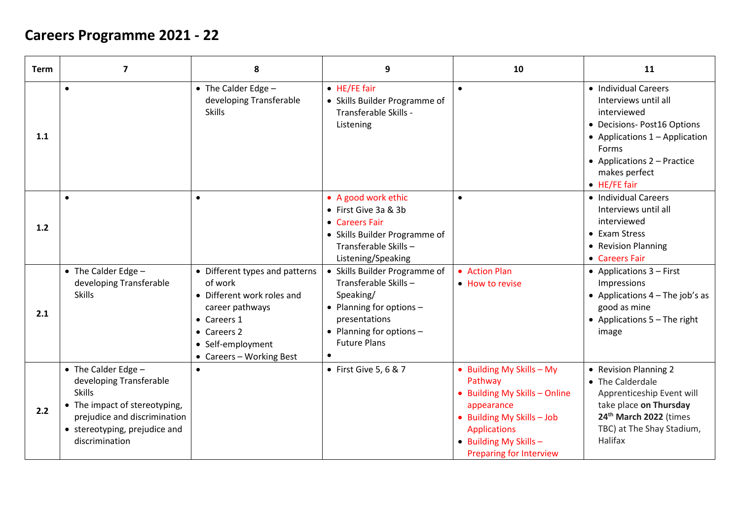# Careers Programme 2021 - 22

| Term | 7 | 8 | 9 | 10 | 11 |
|---|---|---|---|---|---|
| 1.1 | • | • The Calder Edge – developing Transferable Skills | • HE/FE fair<br>• Skills Builder Programme of Transferable Skills - Listening | • | • Individual Careers Interviews until all interviewed<br>• Decisions- Post16 Options<br>• Applications 1 – Application Forms<br>• Applications 2 – Practice makes perfect<br>• HE/FE fair |
| 1.2 | • | • | • A good work ethic<br>• First Give 3a & 3b<br>• Careers Fair<br>• Skills Builder Programme of Transferable Skills – Listening/Speaking | • | • Individual Careers Interviews until all interviewed<br>• Exam Stress<br>• Revision Planning<br>• Careers Fair |
| 2.1 | • The Calder Edge – developing Transferable Skills | • Different types and patterns of work<br>• Different work roles and career pathways<br>• Careers 1<br>• Careers 2<br>• Self-employment<br>• Careers – Working Best | • Skills Builder Programme of Transferable Skills – Speaking/<br>• Planning for options – presentations<br>• Planning for options – Future Plans<br>• | • Action Plan<br>• How to revise | • Applications 3 – First Impressions<br>• Applications 4 – The job's as good as mine<br>• Applications 5 – The right image |
| 2.2 | • The Calder Edge – developing Transferable Skills<br>• The impact of stereotyping, prejudice and discrimination<br>• stereotyping, prejudice and discrimination | • | • First Give 5, 6 & 7 | • Building My Skills – My Pathway<br>• Building My Skills – Online appearance<br>• Building My Skills – Job Applications<br>• Building My Skills – Preparing for Interview | • Revision Planning 2<br>• The Calderdale Apprenticeship Event will take place **on Thursday 24th March 2022** (times TBC) at The Shay Stadium, Halifax |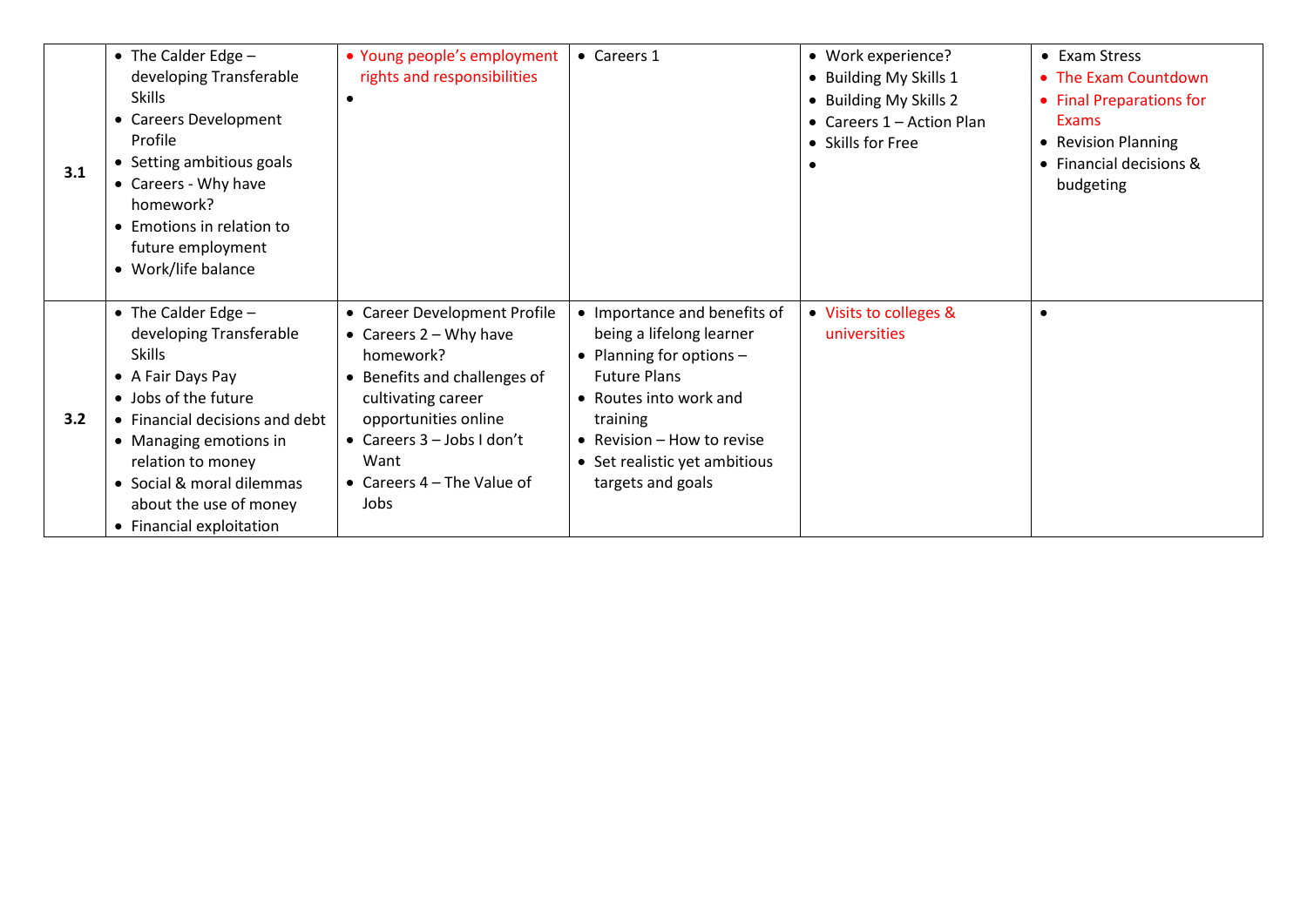| | | | | | |
|---|---|---|---|---|---|
| **3.1** | • The Calder Edge – developing Transferable Skills<br>• Careers Development Profile<br>• Setting ambitious goals<br>• Careers - Why have homework?<br>• Emotions in relation to future employment<br>• Work/life balance | • Young people's employment rights and responsibilities<br>• | • Careers 1 | • Work experience?<br>• Building My Skills 1<br>• Building My Skills 2<br>• Careers 1 – Action Plan<br>• Skills for Free<br>• | • Exam Stress<br>• The Exam Countdown<br>• Final Preparations for Exams<br>• Revision Planning<br>• Financial decisions & budgeting |
| **3.2** | • The Calder Edge – developing Transferable Skills<br>• A Fair Days Pay<br>• Jobs of the future<br>• Financial decisions and debt<br>• Managing emotions in relation to money<br>• Social & moral dilemmas about the use of money<br>• Financial exploitation | • Career Development Profile<br>• Careers 2 – Why have homework?<br>• Benefits and challenges of cultivating career opportunities online<br>• Careers 3 – Jobs I don't Want<br>• Careers 4 – The Value of Jobs | • Importance and benefits of being a lifelong learner<br>• Planning for options – Future Plans<br>• Routes into work and training<br>• Revision – How to revise<br>• Set realistic yet ambitious targets and goals | • Visits to colleges & universities | • |